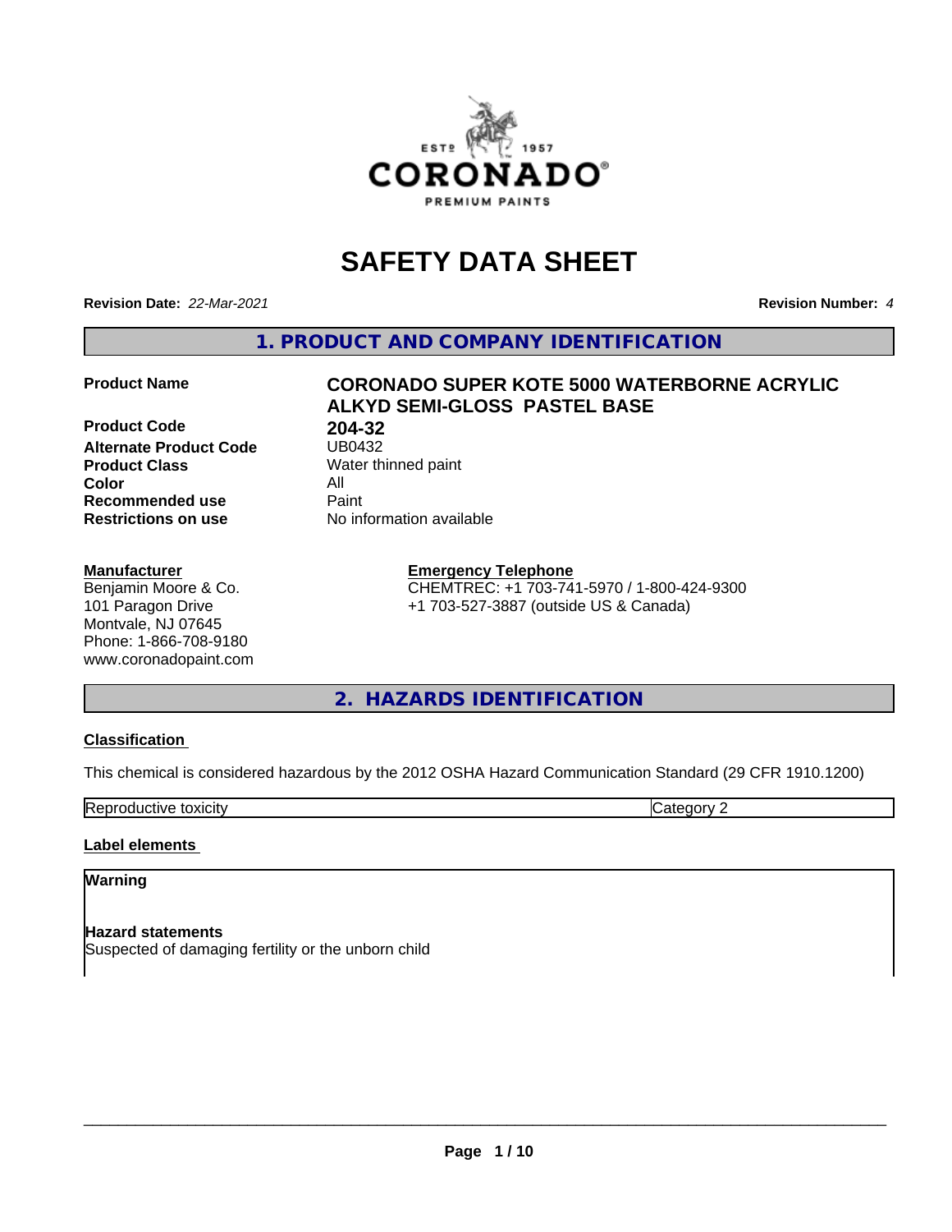# SAFETY DATA SHEET

**Revision Date:** *22-Mar-2021* **Revision Number:** *4*

## 1. PRODUCT AND COMPANY IDENTIFICATION

| | |
|---|---|
| **Product Name** | **CORONADO SUPER KOTE 5000 WATERBORNE ACRYLIC ALKYD SEMI-GLOSS PASTEL BASE** |
| **Product Code** | **204-32** |
| **Alternate Product Code** | UB0432 |
| **Product Class** | Water thinned paint |
| **Color** | All |
| **Recommended use** | Paint |
| **Restrictions on use** | No information available |

**Manufacturer**
Benjamin Moore & Co.
101 Paragon Drive
Montvale, NJ 07645
Phone: 1-866-708-9180
www.coronadopaint.com

**Emergency Telephone**
CHEMTREC: +1 703-741-5970 / 1-800-424-9300
+1 703-527-3887 (outside US & Canada)

## 2. HAZARDS IDENTIFICATION

**Classification**

This chemical is considered hazardous by the 2012 OSHA Hazard Communication Standard (29 CFR 1910.1200)

| | |
|---|---|
| Reproductive toxicity | Category 2 |

**Label elements**

**Warning**

**Hazard statements**
Suspected of damaging fertility or the unborn child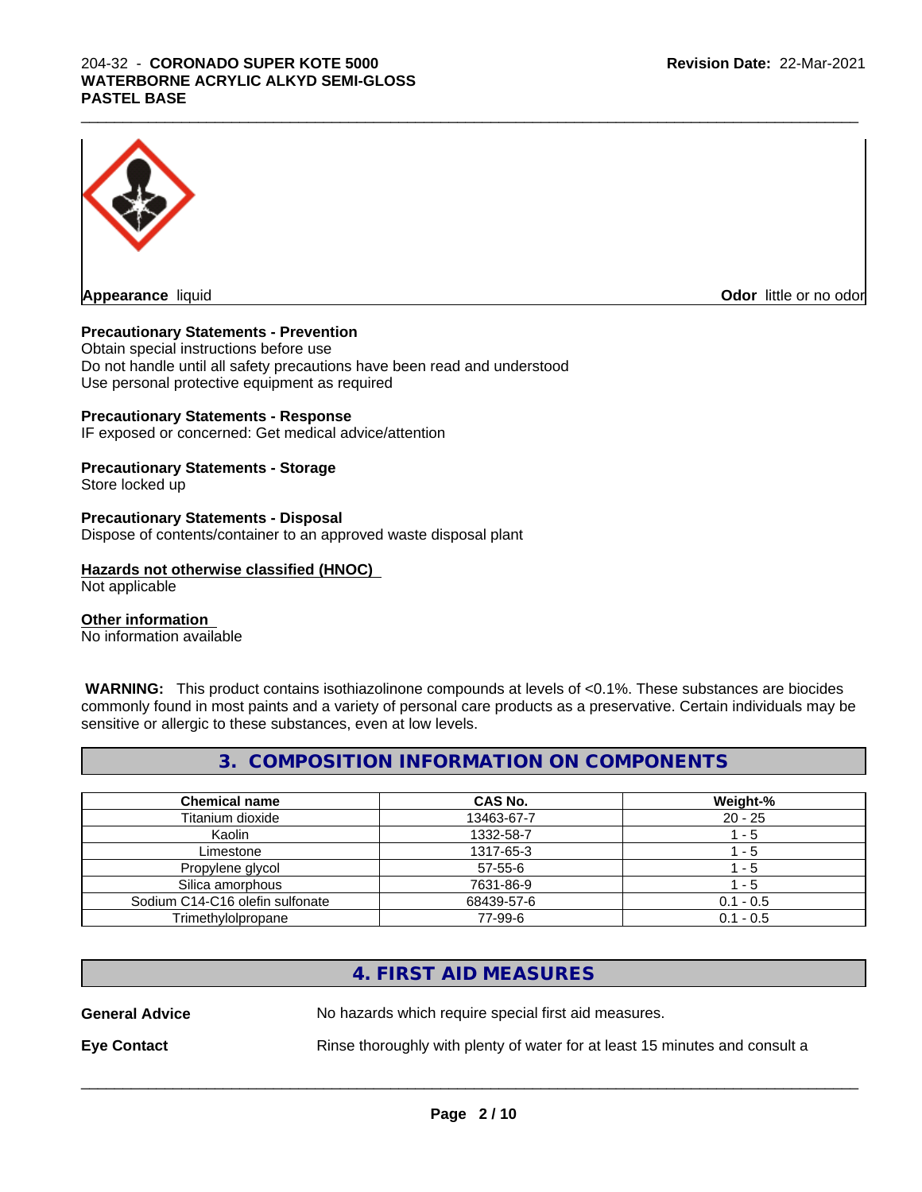**Appearance** liquid **Odor** little or no odor

**Precautionary Statements - Prevention**

Obtain special instructions before use
Do not handle until all safety precautions have been read and understood
Use personal protective equipment as required

**Precautionary Statements - Response**

IF exposed or concerned: Get medical advice/attention

**Precautionary Statements - Storage**

Store locked up

**Precautionary Statements - Disposal**

Dispose of contents/container to an approved waste disposal plant

**Hazards not otherwise classified (HNOC)**

Not applicable

**Other information**

No information available

**WARNING:** This product contains isothiazolinone compounds at levels of <0.1%. These substances are biocides commonly found in most paints and a variety of personal care products as a preservative. Certain individuals may be sensitive or allergic to these substances, even at low levels.

## 3. COMPOSITION INFORMATION ON COMPONENTS

| Chemical name | CAS No. | Weight-% |
| --- | --- | --- |
| Titanium dioxide | 13463-67-7 | 20 - 25 |
| Kaolin | 1332-58-7 | 1 - 5 |
| Limestone | 1317-65-3 | 1 - 5 |
| Propylene glycol | 57-55-6 | 1 - 5 |
| Silica amorphous | 7631-86-9 | 1 - 5 |
| Sodium C14-C16 olefin sulfonate | 68439-57-6 | 0.1 - 0.5 |
| Trimethylolpropane | 77-99-6 | 0.1 - 0.5 |

## 4. FIRST AID MEASURES

**General Advice** No hazards which require special first aid measures.

**Eye Contact** Rinse thoroughly with plenty of water for at least 15 minutes and consult a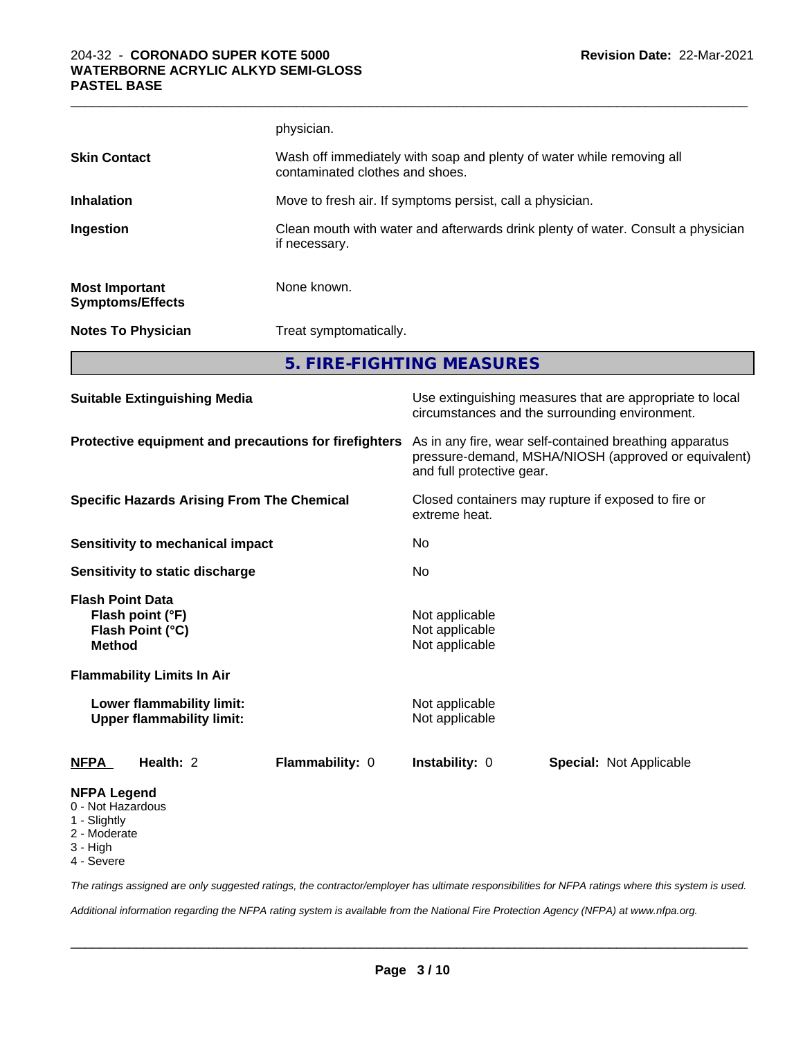| | |
|---|---|
| | physician. |
| **Skin Contact** | Wash off immediately with soap and plenty of water while removing all contaminated clothes and shoes. |
| **Inhalation** | Move to fresh air. If symptoms persist, call a physician. |
| **Ingestion** | Clean mouth with water and afterwards drink plenty of water. Consult a physician if necessary. |
| **Most Important Symptoms/Effects** | None known. |
| **Notes To Physician** | Treat symptomatically. |

## 5. FIRE-FIGHTING MEASURES

| | |
|---|---|
| **Suitable Extinguishing Media** | Use extinguishing measures that are appropriate to local circumstances and the surrounding environment. |
| **Protective equipment and precautions for firefighters** | As in any fire, wear self-contained breathing apparatus pressure-demand, MSHA/NIOSH (approved or equivalent) and full protective gear. |
| **Specific Hazards Arising From The Chemical** | Closed containers may rupture if exposed to fire or extreme heat. |
| **Sensitivity to mechanical impact** | No |
| **Sensitivity to static discharge** | No |

**Flash Point Data**

| | |
|---|---|
| **Flash point (°F)** | Not applicable |
| **Flash Point (°C)** | Not applicable |
| **Method** | Not applicable |

**Flammability Limits In Air**

| | |
|---|---|
| **Lower flammability limit:** | Not applicable |
| **Upper flammability limit:** | Not applicable |

| **NFPA** | **Health:** 2 | **Flammability:** 0 | **Instability:** 0 | **Special:** Not Applicable |
|---|---|---|---|---|

**NFPA Legend**
- 0 - Not Hazardous
- 1 - Slightly
- 2 - Moderate
- 3 - High
- 4 - Severe

*The ratings assigned are only suggested ratings, the contractor/employer has ultimate responsibilities for NFPA ratings where this system is used.*

*Additional information regarding the NFPA rating system is available from the National Fire Protection Agency (NFPA) at www.nfpa.org.*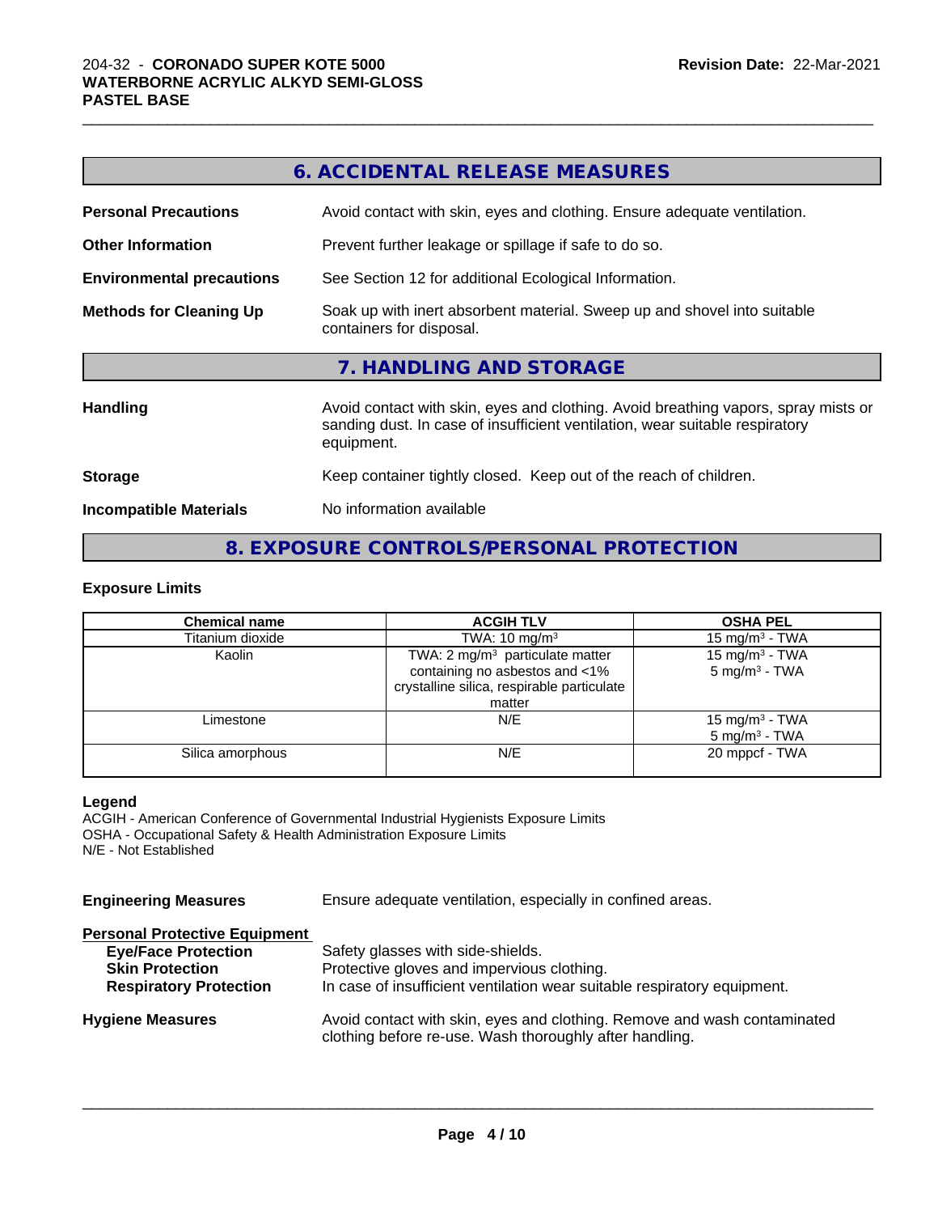## 6. ACCIDENTAL RELEASE MEASURES

**Personal Precautions** Avoid contact with skin, eyes and clothing. Ensure adequate ventilation.

**Other Information** Prevent further leakage or spillage if safe to do so.

**Environmental precautions** See Section 12 for additional Ecological Information.

**Methods for Cleaning Up** Soak up with inert absorbent material. Sweep up and shovel into suitable containers for disposal.

## 7. HANDLING AND STORAGE

**Handling** Avoid contact with skin, eyes and clothing. Avoid breathing vapors, spray mists or sanding dust. In case of insufficient ventilation, wear suitable respiratory equipment.

**Storage** Keep container tightly closed. Keep out of the reach of children.

**Incompatible Materials** No information available

## 8. EXPOSURE CONTROLS/PERSONAL PROTECTION

### Exposure Limits

| Chemical name | ACGIH TLV | OSHA PEL |
|---|---|---|
| Titanium dioxide | TWA: 10 mg/m³ | 15 mg/m³ - TWA |
| Kaolin | TWA: 2 mg/m³ particulate matter containing no asbestos and <1% crystalline silica, respirable particulate matter | 15 mg/m³ - TWA<br>5 mg/m³ - TWA |
| Limestone | N/E | 15 mg/m³ - TWA<br>5 mg/m³ - TWA |
| Silica amorphous | N/E | 20 mppcf - TWA |

**Legend**
ACGIH - American Conference of Governmental Industrial Hygienists Exposure Limits
OSHA - Occupational Safety & Health Administration Exposure Limits
N/E - Not Established

**Engineering Measures** Ensure adequate ventilation, especially in confined areas.

**Personal Protective Equipment**

- **Eye/Face Protection** Safety glasses with side-shields.
- **Skin Protection** Protective gloves and impervious clothing.
- **Respiratory Protection** In case of insufficient ventilation wear suitable respiratory equipment.

**Hygiene Measures** Avoid contact with skin, eyes and clothing. Remove and wash contaminated clothing before re-use. Wash thoroughly after handling.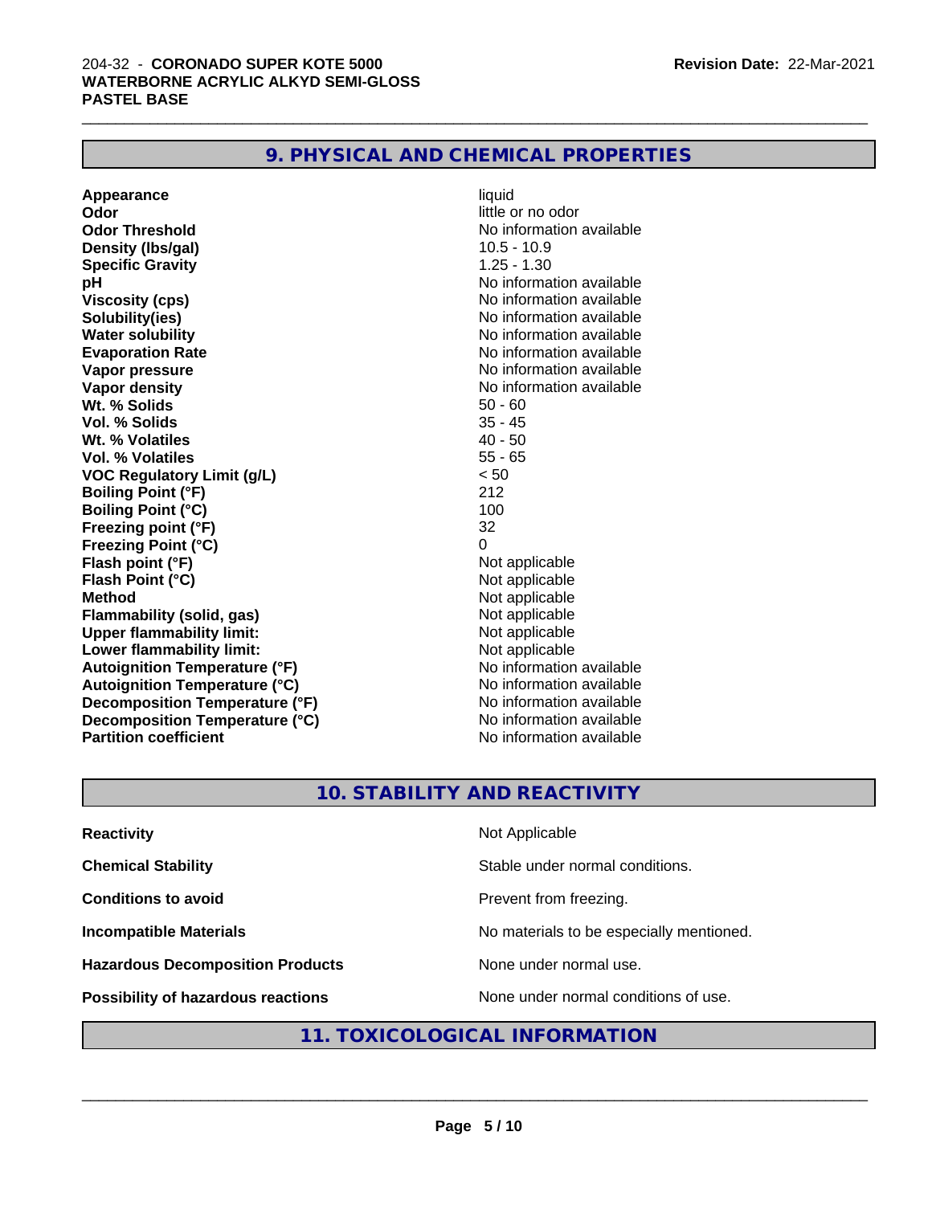## 9. PHYSICAL AND CHEMICAL PROPERTIES

| Property | Value |
|---|---|
| **Appearance** | liquid |
| **Odor** | little or no odor |
| **Odor Threshold** | No information available |
| **Density (lbs/gal)** | 10.5 - 10.9 |
| **Specific Gravity** | 1.25 - 1.30 |
| **pH** | No information available |
| **Viscosity (cps)** | No information available |
| **Solubility(ies)** | No information available |
| **Water solubility** | No information available |
| **Evaporation Rate** | No information available |
| **Vapor pressure** | No information available |
| **Vapor density** | No information available |
| **Wt. % Solids** | 50 - 60 |
| **Vol. % Solids** | 35 - 45 |
| **Wt. % Volatiles** | 40 - 50 |
| **Vol. % Volatiles** | 55 - 65 |
| **VOC Regulatory Limit (g/L)** | < 50 |
| **Boiling Point (°F)** | 212 |
| **Boiling Point (°C)** | 100 |
| **Freezing point (°F)** | 32 |
| **Freezing Point (°C)** | 0 |
| **Flash point (°F)** | Not applicable |
| **Flash Point (°C)** | Not applicable |
| **Method** | Not applicable |
| **Flammability (solid, gas)** | Not applicable |
| **Upper flammability limit:** | Not applicable |
| **Lower flammability limit:** | Not applicable |
| **Autoignition Temperature (°F)** | No information available |
| **Autoignition Temperature (°C)** | No information available |
| **Decomposition Temperature (°F)** | No information available |
| **Decomposition Temperature (°C)** | No information available |
| **Partition coefficient** | No information available |

## 10. STABILITY AND REACTIVITY

| Property | Value |
|---|---|
| **Reactivity** | Not Applicable |
| **Chemical Stability** | Stable under normal conditions. |
| **Conditions to avoid** | Prevent from freezing. |
| **Incompatible Materials** | No materials to be especially mentioned. |
| **Hazardous Decomposition Products** | None under normal use. |
| **Possibility of hazardous reactions** | None under normal conditions of use. |

## 11. TOXICOLOGICAL INFORMATION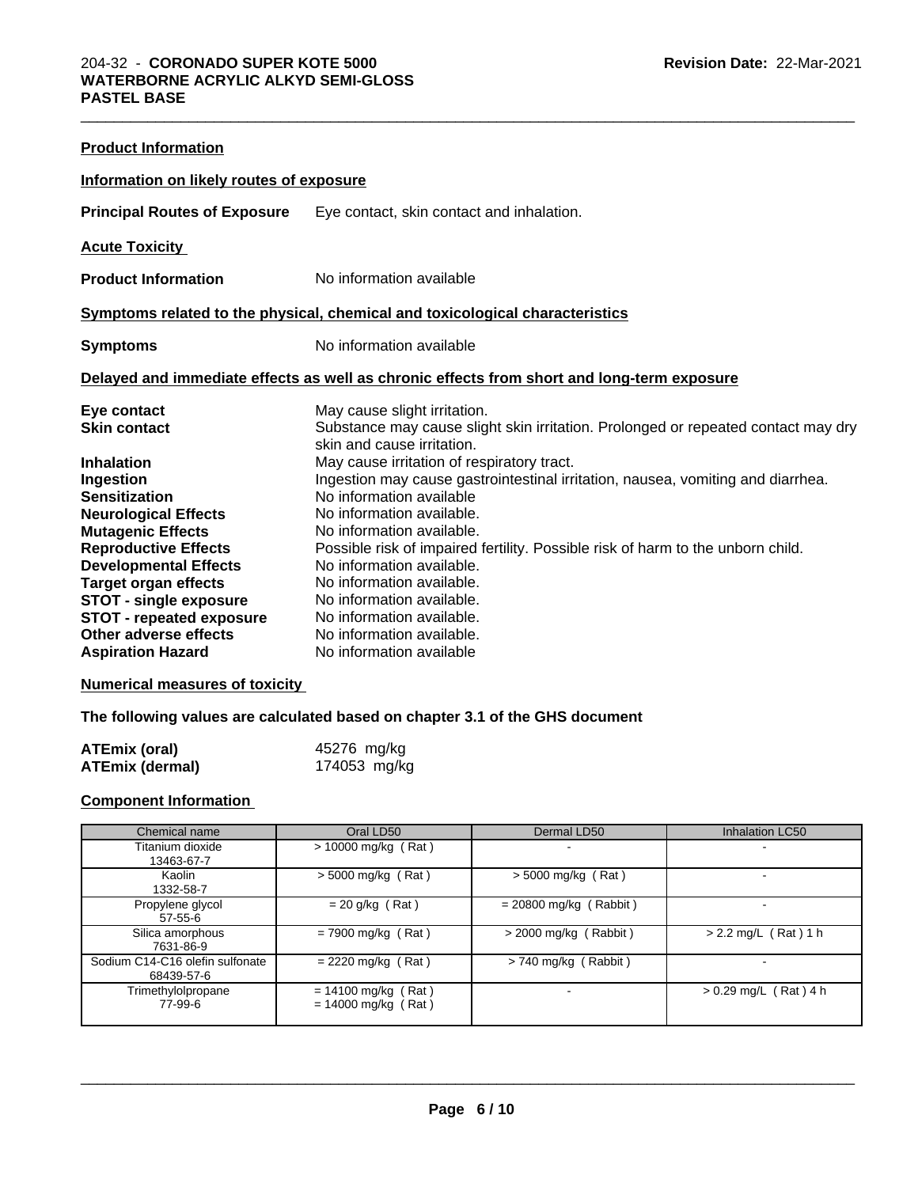**Product Information**

**Information on likely routes of exposure**

**Principal Routes of Exposure** Eye contact, skin contact and inhalation.

**Acute Toxicity**

**Product Information** No information available

**Symptoms related to the physical, chemical and toxicological characteristics**

**Symptoms** No information available

**Delayed and immediate effects as well as chronic effects from short and long-term exposure**

| | |
|---|---|
| **Eye contact** | May cause slight irritation. |
| **Skin contact** | Substance may cause slight skin irritation. Prolonged or repeated contact may dry skin and cause irritation. |
| **Inhalation** | May cause irritation of respiratory tract. |
| **Ingestion** | Ingestion may cause gastrointestinal irritation, nausea, vomiting and diarrhea. |
| **Sensitization** | No information available |
| **Neurological Effects** | No information available. |
| **Mutagenic Effects** | No information available. |
| **Reproductive Effects** | Possible risk of impaired fertility. Possible risk of harm to the unborn child. |
| **Developmental Effects** | No information available. |
| **Target organ effects** | No information available. |
| **STOT - single exposure** | No information available. |
| **STOT - repeated exposure** | No information available. |
| **Other adverse effects** | No information available. |
| **Aspiration Hazard** | No information available |

**Numerical measures of toxicity**

**The following values are calculated based on chapter 3.1 of the GHS document**

| | |
|---|---|
| **ATEmix (oral)** | 45276 mg/kg |
| **ATEmix (dermal)** | 174053 mg/kg |

**Component Information**

| Chemical name | Oral LD50 | Dermal LD50 | Inhalation LC50 |
|---|---|---|---|
| Titanium dioxide 13463-67-7 | > 10000 mg/kg ( Rat ) | - | - |
| Kaolin 1332-58-7 | > 5000 mg/kg ( Rat ) | > 5000 mg/kg ( Rat ) | - |
| Propylene glycol 57-55-6 | = 20 g/kg ( Rat ) | = 20800 mg/kg ( Rabbit ) | - |
| Silica amorphous 7631-86-9 | = 7900 mg/kg ( Rat ) | > 2000 mg/kg ( Rabbit ) | > 2.2 mg/L ( Rat ) 1 h |
| Sodium C14-C16 olefin sulfonate 68439-57-6 | = 2220 mg/kg ( Rat ) | > 740 mg/kg ( Rabbit ) | - |
| Trimethylolpropane 77-99-6 | = 14100 mg/kg ( Rat ) = 14000 mg/kg ( Rat ) | - | > 0.29 mg/L ( Rat ) 4 h |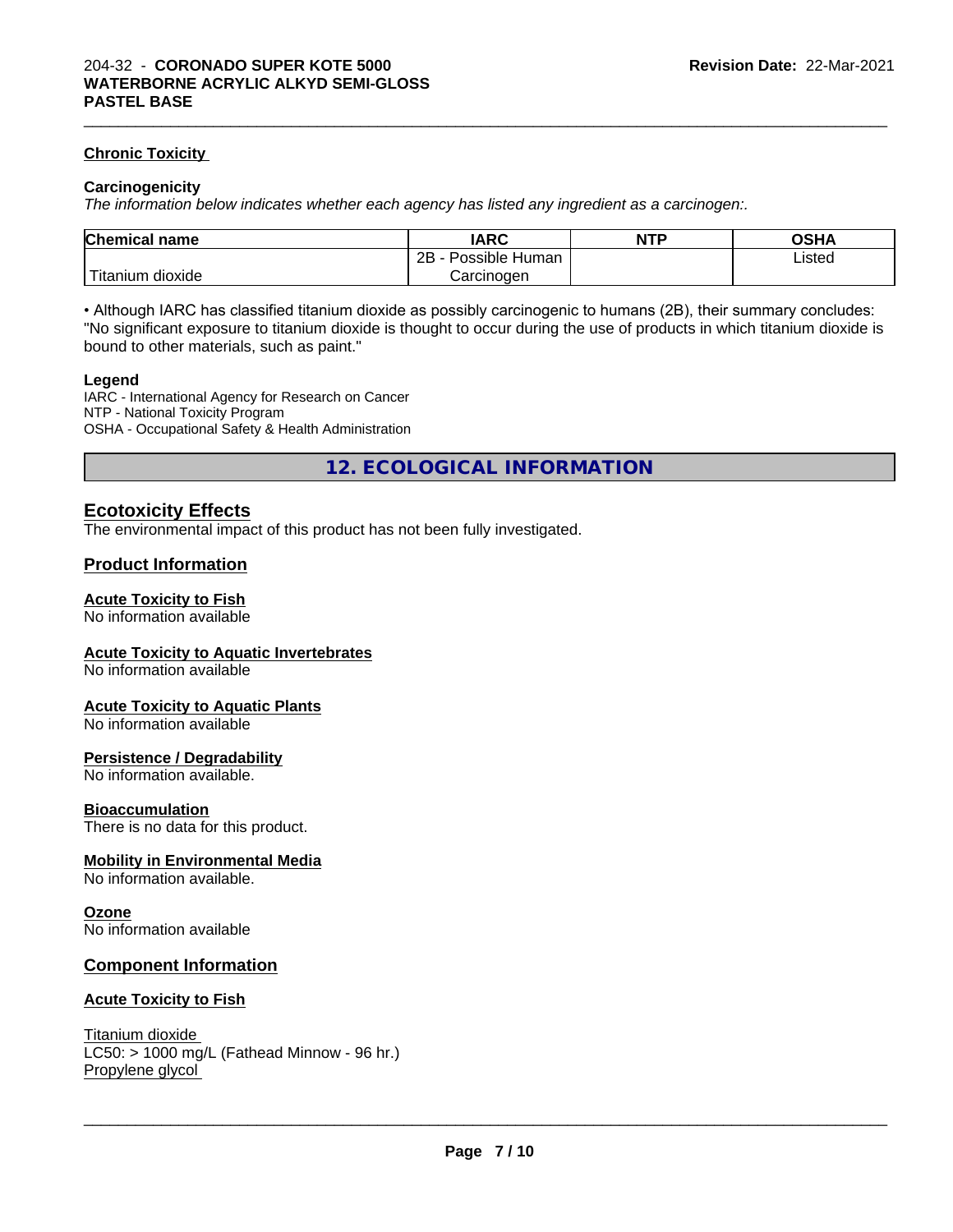#### Chronic Toxicity

**Carcinogenicity**

*The information below indicates whether each agency has listed any ingredient as a carcinogen:.*

| Chemical name | IARC | NTP | OSHA |
|---|---|---|---|
| Titanium dioxide | 2B - Possible Human Carcinogen | | Listed |

• Although IARC has classified titanium dioxide as possibly carcinogenic to humans (2B), their summary concludes: "No significant exposure to titanium dioxide is thought to occur during the use of products in which titanium dioxide is bound to other materials, such as paint."

**Legend**

IARC - International Agency for Research on Cancer
NTP - National Toxicity Program
OSHA - Occupational Safety & Health Administration

## 12. ECOLOGICAL INFORMATION

### Ecotoxicity Effects

The environmental impact of this product has not been fully investigated.

### Product Information

#### Acute Toxicity to Fish

No information available

#### Acute Toxicity to Aquatic Invertebrates

No information available

#### Acute Toxicity to Aquatic Plants

No information available

#### Persistence / Degradability

No information available.

#### Bioaccumulation

There is no data for this product.

#### Mobility in Environmental Media

No information available.

#### Ozone

No information available

### Component Information

#### Acute Toxicity to Fish

Titanium dioxide
LC50: > 1000 mg/L (Fathead Minnow - 96 hr.)
Propylene glycol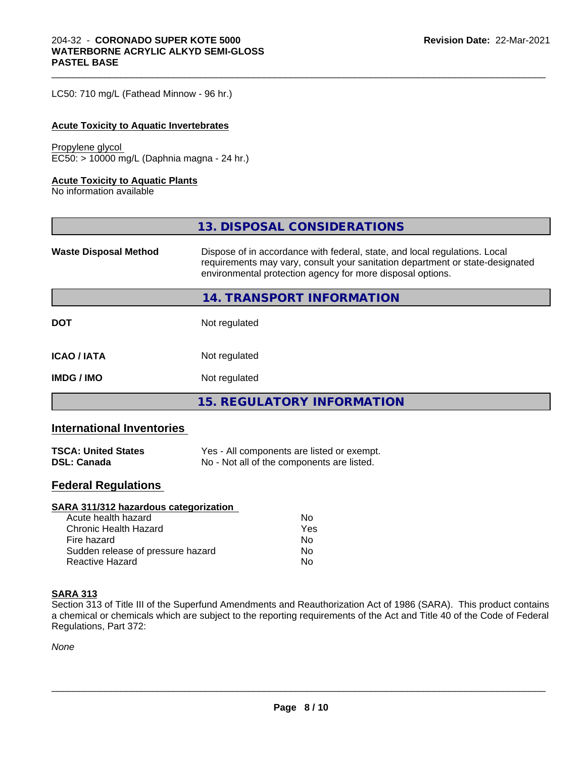LC50: 710 mg/L (Fathead Minnow - 96 hr.)

**Acute Toxicity to Aquatic Invertebrates**

Propylene glycol
EC50: > 10000 mg/L (Daphnia magna - 24 hr.)

**Acute Toxicity to Aquatic Plants**
No information available

## 13. DISPOSAL CONSIDERATIONS

| | |
|---|---|
| **Waste Disposal Method** | Dispose of in accordance with federal, state, and local regulations. Local requirements may vary, consult your sanitation department or state-designated environmental protection agency for more disposal options. |

## 14. TRANSPORT INFORMATION

| | |
|---|---|
| **DOT** | Not regulated |
| **ICAO / IATA** | Not regulated |
| **IMDG / IMO** | Not regulated |

## 15. REGULATORY INFORMATION

### International Inventories

| | |
|---|---|
| **TSCA: United States** | Yes - All components are listed or exempt. |
| **DSL: Canada** | No - Not all of the components are listed. |

### Federal Regulations

**SARA 311/312 hazardous categorization**

| | |
|---|---|
| Acute health hazard | No |
| Chronic Health Hazard | Yes |
| Fire hazard | No |
| Sudden release of pressure hazard | No |
| Reactive Hazard | No |

**SARA 313**
Section 313 of Title III of the Superfund Amendments and Reauthorization Act of 1986 (SARA). This product contains a chemical or chemicals which are subject to the reporting requirements of the Act and Title 40 of the Code of Federal Regulations, Part 372:

*None*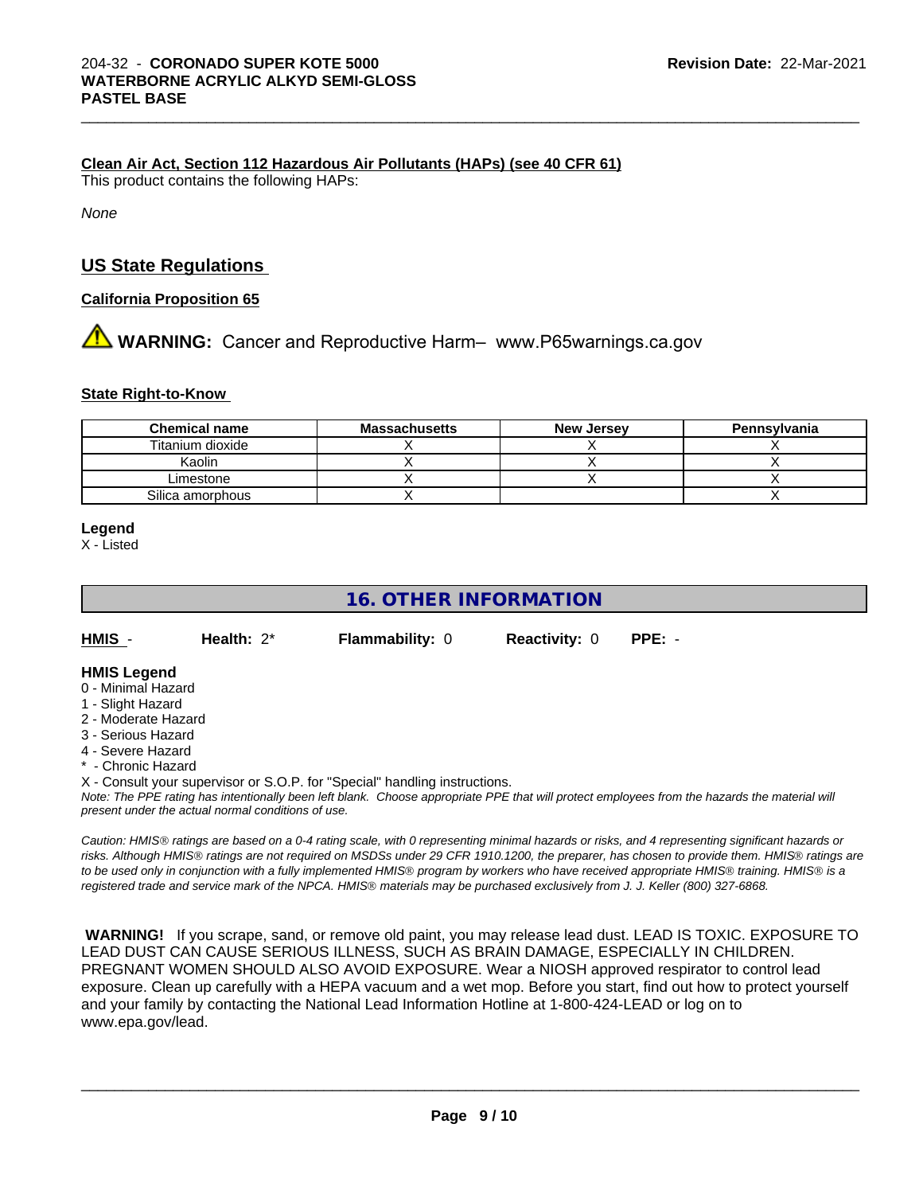**Clean Air Act, Section 112 Hazardous Air Pollutants (HAPs) (see 40 CFR 61)**

This product contains the following HAPs:

*None*

## US State Regulations

**California Proposition 65**

⚠ **WARNING:** Cancer and Reproductive Harm– www.P65warnings.ca.gov

**State Right-to-Know**

| Chemical name | Massachusetts | New Jersey | Pennsylvania |
|---|---|---|---|
| Titanium dioxide | X | X | X |
| Kaolin | X | X | X |
| Limestone | X | X | X |
| Silica amorphous | X | | X |

**Legend**

X - Listed

## 16. OTHER INFORMATION

**HMIS** - **Health:** 2* **Flammability:** 0 **Reactivity:** 0 **PPE:** -

**HMIS Legend**

0 - Minimal Hazard
1 - Slight Hazard
2 - Moderate Hazard
3 - Serious Hazard
4 - Severe Hazard
* - Chronic Hazard
X - Consult your supervisor or S.O.P. for "Special" handling instructions.

*Note: The PPE rating has intentionally been left blank. Choose appropriate PPE that will protect employees from the hazards the material will present under the actual normal conditions of use.*

*Caution: HMIS® ratings are based on a 0-4 rating scale, with 0 representing minimal hazards or risks, and 4 representing significant hazards or risks. Although HMIS® ratings are not required on MSDSs under 29 CFR 1910.1200, the preparer, has chosen to provide them. HMIS® ratings are to be used only in conjunction with a fully implemented HMIS® program by workers who have received appropriate HMIS® training. HMIS® is a registered trade and service mark of the NPCA. HMIS® materials may be purchased exclusively from J. J. Keller (800) 327-6868.*

**WARNING!** If you scrape, sand, or remove old paint, you may release lead dust. LEAD IS TOXIC. EXPOSURE TO LEAD DUST CAN CAUSE SERIOUS ILLNESS, SUCH AS BRAIN DAMAGE, ESPECIALLY IN CHILDREN. PREGNANT WOMEN SHOULD ALSO AVOID EXPOSURE. Wear a NIOSH approved respirator to control lead exposure. Clean up carefully with a HEPA vacuum and a wet mop. Before you start, find out how to protect yourself and your family by contacting the National Lead Information Hotline at 1-800-424-LEAD or log on to www.epa.gov/lead.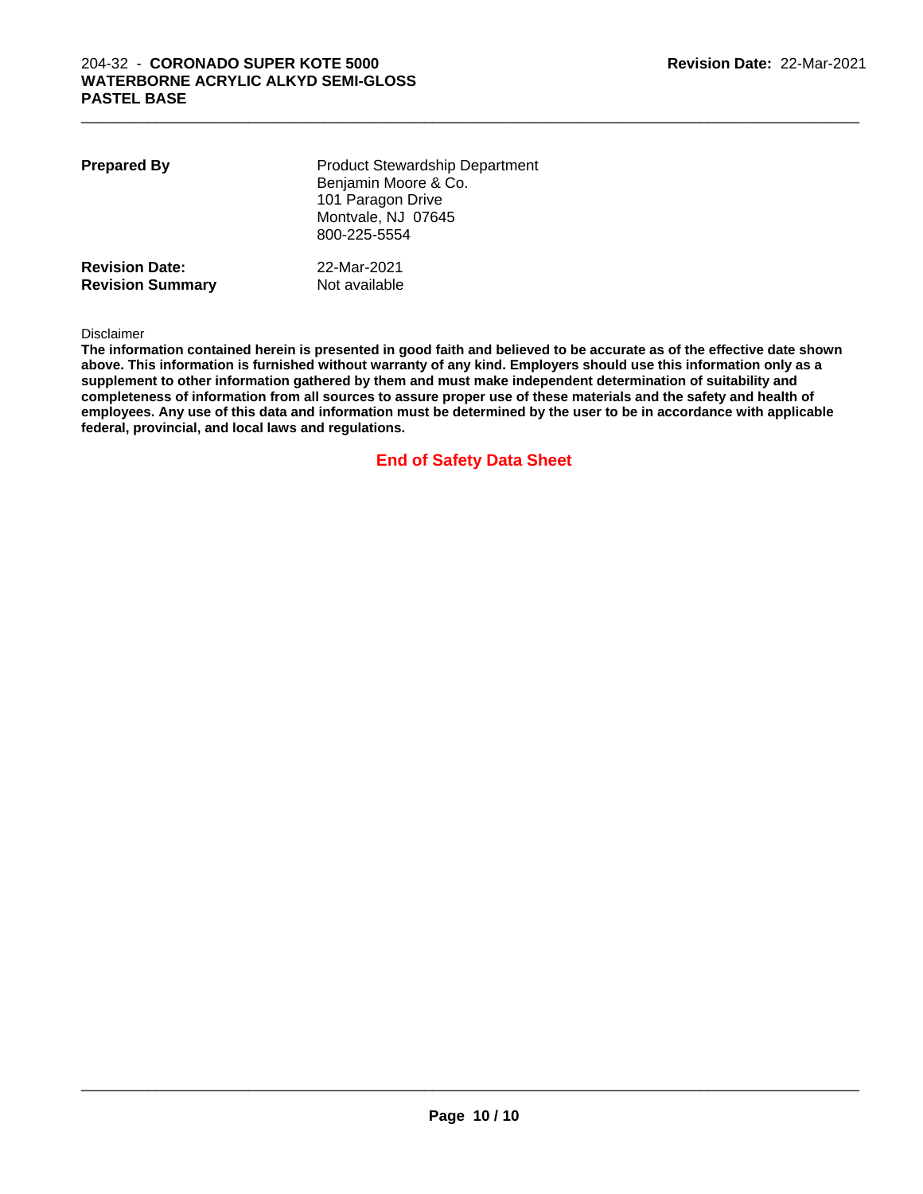| | |
|---|---|
| **Prepared By** | Product Stewardship Department<br>Benjamin Moore & Co.<br>101 Paragon Drive<br>Montvale, NJ 07645<br>800-225-5554 |
| **Revision Date:** | 22-Mar-2021 |
| **Revision Summary** | Not available |

Disclaimer

**The information contained herein is presented in good faith and believed to be accurate as of the effective date shown above. This information is furnished without warranty of any kind. Employers should use this information only as a supplement to other information gathered by them and must make independent determination of suitability and completeness of information from all sources to assure proper use of these materials and the safety and health of employees. Any use of this data and information must be determined by the user to be in accordance with applicable federal, provincial, and local laws and regulations.**

**End of Safety Data Sheet**